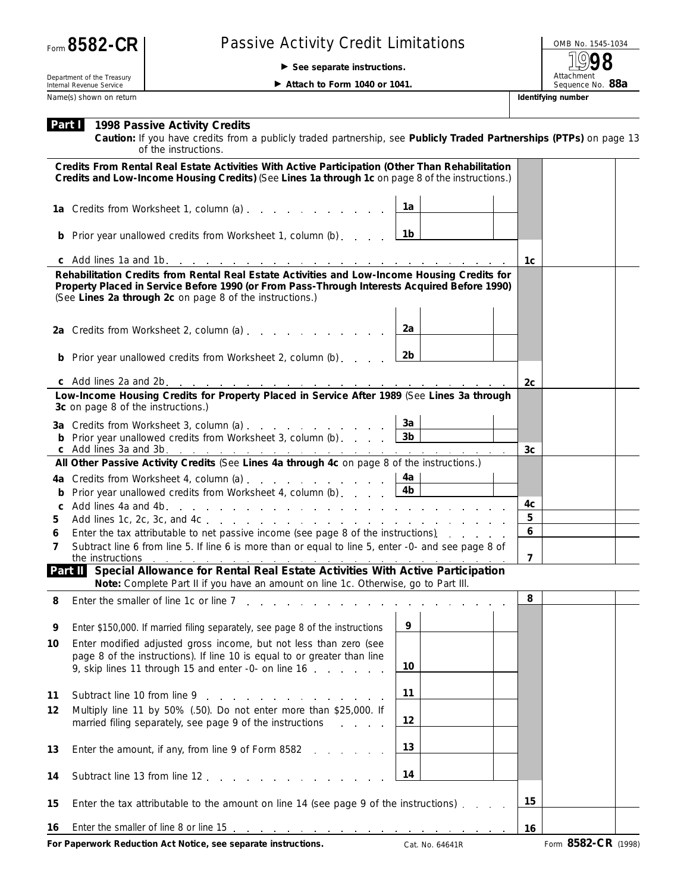Form **8582-CR**

Department of the Treasury
Internal Revenue Service

# Passive Activity Credit Limitations

► **See separate instructions.**

► **Attach to Form 1040 or 1041.**

OMB No. 1545-1034

**1998**

Attachment Sequence No. **88a**

Name(s) shown on return | **Identifying number**

## Part I 1998 Passive Activity Credits

**Caution:** If you have credits from a publicly traded partnership, see **Publicly Traded Partnerships (PTPs)** on page 13 of the instructions.

**Credits From Rental Real Estate Activities With Active Participation (Other Than Rehabilitation Credits and Low-Income Housing Credits)** (See **Lines 1a through 1c** on page 8 of the instructions.)

| | | | | | |
|---|---|---|---|---|---|
| **1a** | Credits from Worksheet 1, column (a) | 1a | | | |
| **b** | Prior year unallowed credits from Worksheet 1, column (b) | 1b | | | |
| **c** | Add lines 1a and 1b | | | 1c | |

**Rehabilitation Credits from Rental Real Estate Activities and Low-Income Housing Credits for Property Placed in Service Before 1990 (or From Pass-Through Interests Acquired Before 1990)** (See **Lines 2a through 2c** on page 8 of the instructions.)

| | | | | | |
|---|---|---|---|---|---|
| **2a** | Credits from Worksheet 2, column (a) | 2a | | | |
| **b** | Prior year unallowed credits from Worksheet 2, column (b) | 2b | | | |
| **c** | Add lines 2a and 2b | | | 2c | |

**Low-Income Housing Credits for Property Placed in Service After 1989** (See **Lines 3a through 3c** on page 8 of the instructions.)

| | | | | | |
|---|---|---|---|---|---|
| **3a** | Credits from Worksheet 3, column (a) | 3a | | | |
| **b** | Prior year unallowed credits from Worksheet 3, column (b) | 3b | | | |
| **c** | Add lines 3a and 3b | | | 3c | |

**All Other Passive Activity Credits** (See **Lines 4a through 4c** on page 8 of the instructions.)

| | | | | | |
|---|---|---|---|---|---|
| **4a** | Credits from Worksheet 4, column (a) | 4a | | | |
| **b** | Prior year unallowed credits from Worksheet 4, column (b) | 4b | | | |
| **c** | Add lines 4a and 4b | | | 4c | |
| **5** | Add lines 1c, 2c, 3c, and 4c | | | 5 | |
| **6** | Enter the tax attributable to net passive income (see page 8 of the instructions) | | | 6 | |
| **7** | Subtract line 6 from line 5. If line 6 is more than or equal to line 5, enter -0- and see page 8 of the instructions | | | 7 | |

## Part II Special Allowance for Rental Real Estate Activities With Active Participation

**Note:** Complete Part II if you have an amount on line 1c. Otherwise, go to Part III.

| | | | | | |
|---|---|---|---|---|---|
| **8** | Enter the smaller of line 1c or line 7 | | | 8 | |
| **9** | Enter $150,000. If married filing separately, see page 8 of the instructions | 9 | | | |
| **10** | Enter modified adjusted gross income, but not less than zero (see page 8 of the instructions). If line 10 is equal to or greater than line 9, skip lines 11 through 15 and enter -0- on line 16 | 10 | | | |
| **11** | Subtract line 10 from line 9 | 11 | | | |
| **12** | Multiply line 11 by 50% (.50). Do not enter more than $25,000. If married filing separately, see page 9 of the instructions | 12 | | | |
| **13** | Enter the amount, if any, from line 9 of Form 8582 | 13 | | | |
| **14** | Subtract line 13 from line 12 | 14 | | | |
| **15** | Enter the tax attributable to the amount on line 14 (see page 9 of the instructions) | | | 15 | |
| **16** | Enter the smaller of line 8 or line 15 | | | 16 | |

**For Paperwork Reduction Act Notice, see separate instructions.** Cat. No. 64641R Form **8582-CR** (1998)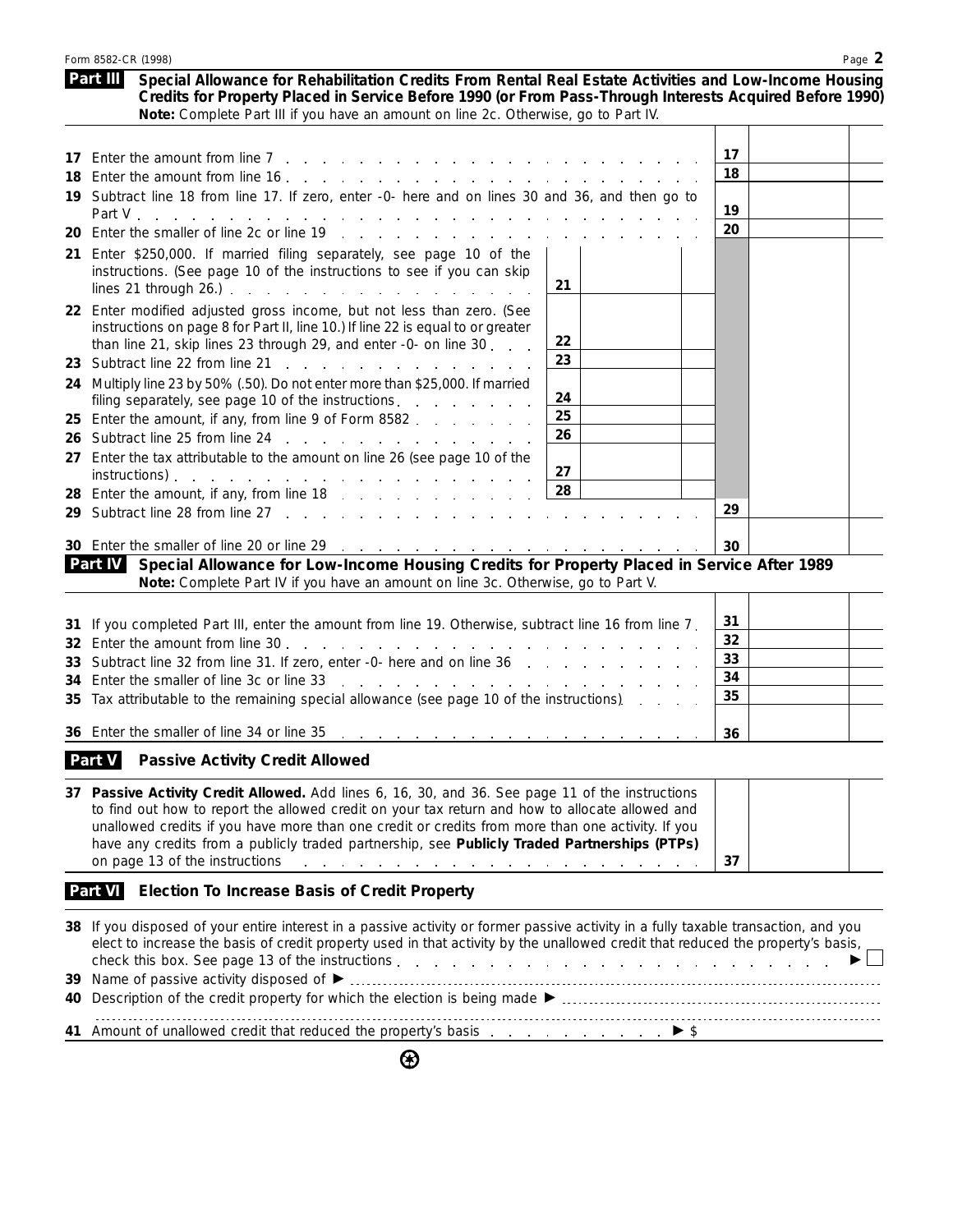## Part III Special Allowance for Rehabilitation Credits From Rental Real Estate Activities and Low-Income Housing Credits for Property Placed in Service Before 1990 (or From Pass-Through Interests Acquired Before 1990)

**Note:** Complete Part III if you have an amount on line 2c. Otherwise, go to Part IV.

| | | | |
|---|---|---|---|
| **17** Enter the amount from line 7 | | | **17** |
| **18** Enter the amount from line 16 | | | **18** |
| **19** Subtract line 18 from line 17. If zero, enter -0- here and on lines 30 and 36, and then go to Part V | | | **19** |
| **20** Enter the smaller of line 2c or line 19 | | | **20** |
| **21** Enter $250,000. If married filing separately, see page 10 of the instructions. (See page 10 of the instructions to see if you can skip lines 21 through 26.) | **21** | | |
| **22** Enter modified adjusted gross income, but not less than zero. (See instructions on page 8 for Part II, line 10.) If line 22 is equal to or greater than line 21, skip lines 23 through 29, and enter -0- on line 30 | **22** | | |
| **23** Subtract line 22 from line 21 | **23** | | |
| **24** Multiply line 23 by 50% (.50). Do not enter more than $25,000. If married filing separately, see page 10 of the instructions | **24** | | |
| **25** Enter the amount, if any, from line 9 of Form 8582 | **25** | | |
| **26** Subtract line 25 from line 24 | **26** | | |
| **27** Enter the tax attributable to the amount on line 26 (see page 10 of the instructions) | **27** | | |
| **28** Enter the amount, if any, from line 18 | **28** | | |
| **29** Subtract line 28 from line 27 | | | **29** |
| **30** Enter the smaller of line 20 or line 29 | | | **30** |

## Part IV Special Allowance for Low-Income Housing Credits for Property Placed in Service After 1989

**Note:** Complete Part IV if you have an amount on line 3c. Otherwise, go to Part V.

| | | |
|---|---|---|
| **31** If you completed Part III, enter the amount from line 19. Otherwise, subtract line 16 from line 7 | **31** | |
| **32** Enter the amount from line 30 | **32** | |
| **33** Subtract line 32 from line 31. If zero, enter -0- here and on line 36 | **33** | |
| **34** Enter the smaller of line 3c or line 33 | **34** | |
| **35** Tax attributable to the remaining special allowance (see page 10 of the instructions) | **35** | |
| **36** Enter the smaller of line 34 or line 35 | **36** | |

## Part V Passive Activity Credit Allowed

| | | |
|---|---|---|
| **37 Passive Activity Credit Allowed.** Add lines 6, 16, 30, and 36. See page 11 of the instructions to find out how to report the allowed credit on your tax return and how to allocate allowed and unallowed credits if you have more than one credit or credits from more than one activity. If you have any credits from a publicly traded partnership, see **Publicly Traded Partnerships (PTPs)** on page 13 of the instructions | **37** | |

## Part VI Election To Increase Basis of Credit Property

**38** If you disposed of your entire interest in a passive activity or former passive activity in a fully taxable transaction, and you elect to increase the basis of credit property used in that activity by the unallowed credit that reduced the property's basis, check this box. See page 13 of the instructions ▶ ☐

**39** Name of passive activity disposed of ▶

**40** Description of the credit property for which the election is being made ▶

**41** Amount of unallowed credit that reduced the property's basis ▶ $